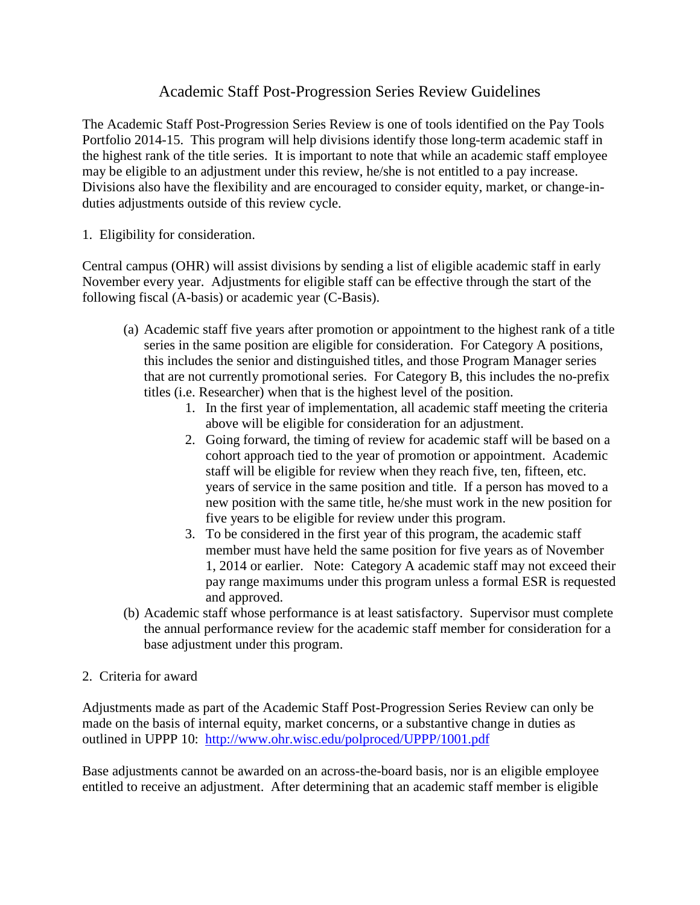# Academic Staff Post-Progression Series Review Guidelines

The Academic Staff Post-Progression Series Review is one of tools identified on the Pay Tools Portfolio 2014-15. This program will help divisions identify those long-term academic staff in the highest rank of the title series. It is important to note that while an academic staff employee may be eligible to an adjustment under this review, he/she is not entitled to a pay increase. Divisions also have the flexibility and are encouraged to consider equity, market, or change-in-duties adjustments outside of this review cycle.

1. Eligibility for consideration.

Central campus (OHR) will assist divisions by sending a list of eligible academic staff in early November every year. Adjustments for eligible staff can be effective through the start of the following fiscal (A-basis) or academic year (C-Basis).

(a) Academic staff five years after promotion or appointment to the highest rank of a title series in the same position are eligible for consideration. For Category A positions, this includes the senior and distinguished titles, and those Program Manager series that are not currently promotional series. For Category B, this includes the no-prefix titles (i.e. Researcher) when that is the highest level of the position.
   1. In the first year of implementation, all academic staff meeting the criteria above will be eligible for consideration for an adjustment.
   2. Going forward, the timing of review for academic staff will be based on a cohort approach tied to the year of promotion or appointment. Academic staff will be eligible for review when they reach five, ten, fifteen, etc. years of service in the same position and title. If a person has moved to a new position with the same title, he/she must work in the new position for five years to be eligible for review under this program.
   3. To be considered in the first year of this program, the academic staff member must have held the same position for five years as of November 1, 2014 or earlier. Note: Category A academic staff may not exceed their pay range maximums under this program unless a formal ESR is requested and approved.

(b) Academic staff whose performance is at least satisfactory. Supervisor must complete the annual performance review for the academic staff member for consideration for a base adjustment under this program.

2. Criteria for award

Adjustments made as part of the Academic Staff Post-Progression Series Review can only be made on the basis of internal equity, market concerns, or a substantive change in duties as outlined in UPPP 10: http://www.ohr.wisc.edu/polproced/UPPP/1001.pdf

Base adjustments cannot be awarded on an across-the-board basis, nor is an eligible employee entitled to receive an adjustment. After determining that an academic staff member is eligible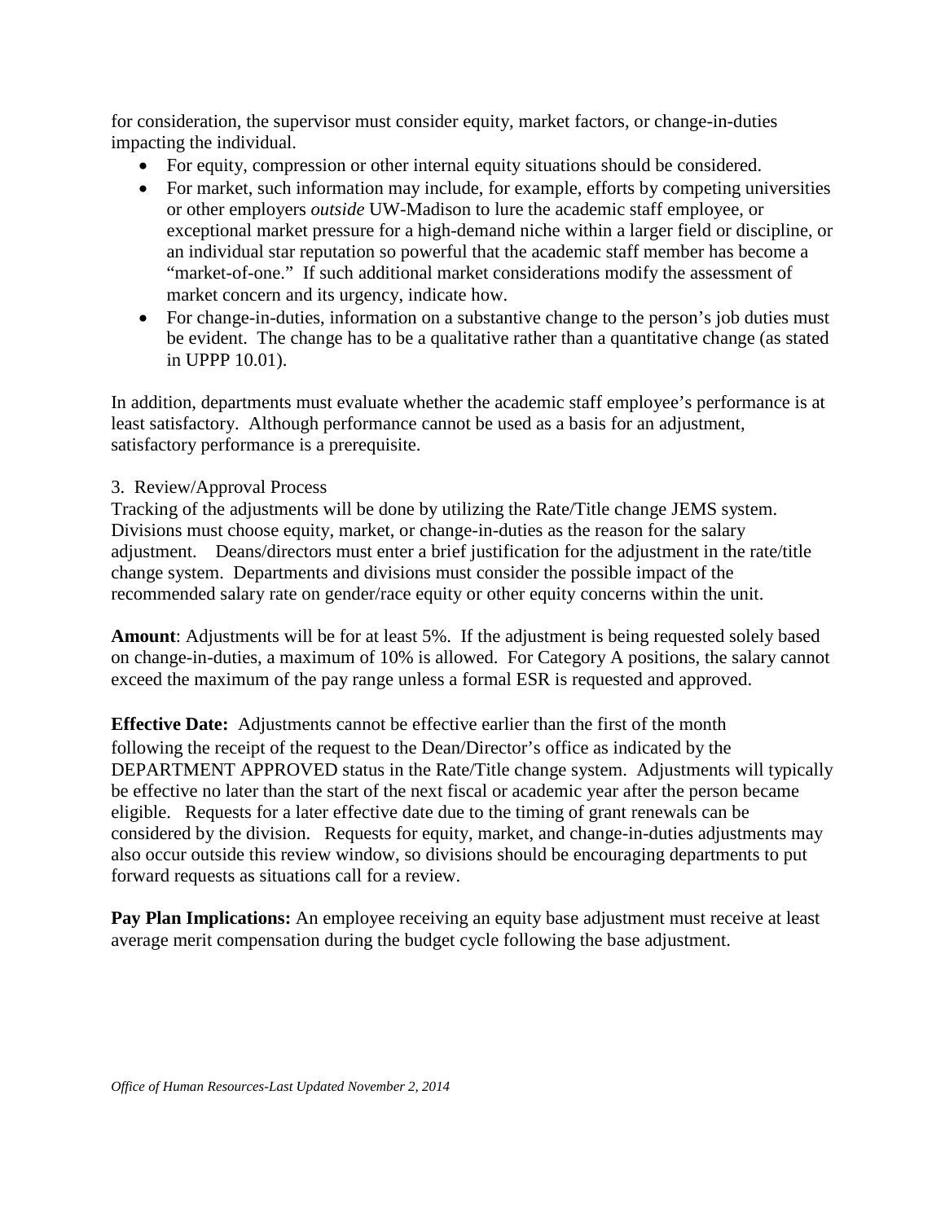for consideration, the supervisor must consider equity, market factors, or change-in-duties impacting the individual.

- For equity, compression or other internal equity situations should be considered.
- For market, such information may include, for example, efforts by competing universities or other employers *outside* UW-Madison to lure the academic staff employee, or exceptional market pressure for a high-demand niche within a larger field or discipline, or an individual star reputation so powerful that the academic staff member has become a "market-of-one." If such additional market considerations modify the assessment of market concern and its urgency, indicate how.
- For change-in-duties, information on a substantive change to the person's job duties must be evident. The change has to be a qualitative rather than a quantitative change (as stated in UPPP 10.01).

In addition, departments must evaluate whether the academic staff employee's performance is at least satisfactory. Although performance cannot be used as a basis for an adjustment, satisfactory performance is a prerequisite.

3. Review/Approval Process

Tracking of the adjustments will be done by utilizing the Rate/Title change JEMS system. Divisions must choose equity, market, or change-in-duties as the reason for the salary adjustment. Deans/directors must enter a brief justification for the adjustment in the rate/title change system. Departments and divisions must consider the possible impact of the recommended salary rate on gender/race equity or other equity concerns within the unit.

**Amount**: Adjustments will be for at least 5%. If the adjustment is being requested solely based on change-in-duties, a maximum of 10% is allowed. For Category A positions, the salary cannot exceed the maximum of the pay range unless a formal ESR is requested and approved.

**Effective Date:** Adjustments cannot be effective earlier than the first of the month following the receipt of the request to the Dean/Director's office as indicated by the DEPARTMENT APPROVED status in the Rate/Title change system. Adjustments will typically be effective no later than the start of the next fiscal or academic year after the person became eligible. Requests for a later effective date due to the timing of grant renewals can be considered by the division. Requests for equity, market, and change-in-duties adjustments may also occur outside this review window, so divisions should be encouraging departments to put forward requests as situations call for a review.

**Pay Plan Implications:** An employee receiving an equity base adjustment must receive at least average merit compensation during the budget cycle following the base adjustment.

*Office of Human Resources-Last Updated November 2, 2014*